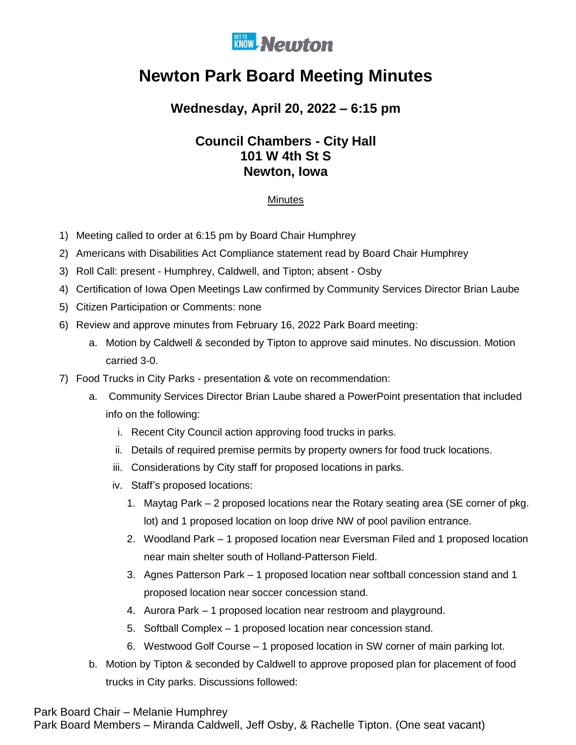# Newton Park Board Meeting Minutes

## Wednesday, April 20, 2022 – 6:15 pm

### Council Chambers - City Hall
### 101 W 4th St S
### Newton, Iowa

Minutes

1) Meeting called to order at 6:15 pm by Board Chair Humphrey
2) Americans with Disabilities Act Compliance statement read by Board Chair Humphrey
3) Roll Call: present - Humphrey, Caldwell, and Tipton; absent - Osby
4) Certification of Iowa Open Meetings Law confirmed by Community Services Director Brian Laube
5) Citizen Participation or Comments: none
6) Review and approve minutes from February 16, 2022 Park Board meeting:
   a. Motion by Caldwell & seconded by Tipton to approve said minutes. No discussion. Motion carried 3-0.
7) Food Trucks in City Parks - presentation & vote on recommendation:
   a. Community Services Director Brian Laube shared a PowerPoint presentation that included info on the following:
      i. Recent City Council action approving food trucks in parks.
      ii. Details of required premise permits by property owners for food truck locations.
      iii. Considerations by City staff for proposed locations in parks.
      iv. Staff's proposed locations:
         1. Maytag Park – 2 proposed locations near the Rotary seating area (SE corner of pkg. lot) and 1 proposed location on loop drive NW of pool pavilion entrance.
         2. Woodland Park – 1 proposed location near Eversman Filed and 1 proposed location near main shelter south of Holland-Patterson Field.
         3. Agnes Patterson Park – 1 proposed location near softball concession stand and 1 proposed location near soccer concession stand.
         4. Aurora Park – 1 proposed location near restroom and playground.
         5. Softball Complex – 1 proposed location near concession stand.
         6. Westwood Golf Course – 1 proposed location in SW corner of main parking lot.
   b. Motion by Tipton & seconded by Caldwell to approve proposed plan for placement of food trucks in City parks. Discussions followed:

Park Board Chair – Melanie Humphrey
Park Board Members – Miranda Caldwell, Jeff Osby, & Rachelle Tipton. (One seat vacant)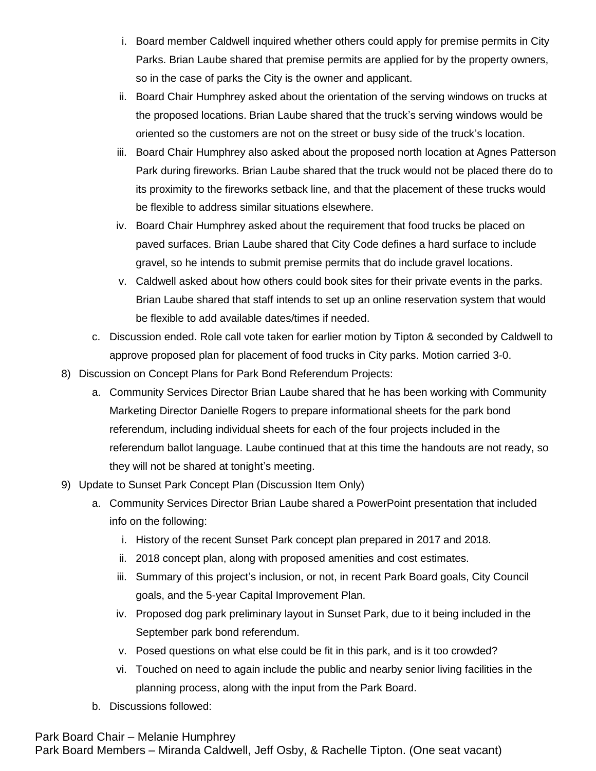i. Board member Caldwell inquired whether others could apply for premise permits in City Parks. Brian Laube shared that premise permits are applied for by the property owners, so in the case of parks the City is the owner and applicant.

ii. Board Chair Humphrey asked about the orientation of the serving windows on trucks at the proposed locations. Brian Laube shared that the truck's serving windows would be oriented so the customers are not on the street or busy side of the truck's location.

iii. Board Chair Humphrey also asked about the proposed north location at Agnes Patterson Park during fireworks. Brian Laube shared that the truck would not be placed there do to its proximity to the fireworks setback line, and that the placement of these trucks would be flexible to address similar situations elsewhere.

iv. Board Chair Humphrey asked about the requirement that food trucks be placed on paved surfaces. Brian Laube shared that City Code defines a hard surface to include gravel, so he intends to submit premise permits that do include gravel locations.

v. Caldwell asked about how others could book sites for their private events in the parks. Brian Laube shared that staff intends to set up an online reservation system that would be flexible to add available dates/times if needed.

c. Discussion ended. Role call vote taken for earlier motion by Tipton & seconded by Caldwell to approve proposed plan for placement of food trucks in City parks. Motion carried 3-0.

8) Discussion on Concept Plans for Park Bond Referendum Projects:

a. Community Services Director Brian Laube shared that he has been working with Community Marketing Director Danielle Rogers to prepare informational sheets for the park bond referendum, including individual sheets for each of the four projects included in the referendum ballot language. Laube continued that at this time the handouts are not ready, so they will not be shared at tonight's meeting.

9) Update to Sunset Park Concept Plan (Discussion Item Only)

a. Community Services Director Brian Laube shared a PowerPoint presentation that included info on the following:

i. History of the recent Sunset Park concept plan prepared in 2017 and 2018.

ii. 2018 concept plan, along with proposed amenities and cost estimates.

iii. Summary of this project's inclusion, or not, in recent Park Board goals, City Council goals, and the 5-year Capital Improvement Plan.

iv. Proposed dog park preliminary layout in Sunset Park, due to it being included in the September park bond referendum.

v. Posed questions on what else could be fit in this park, and is it too crowded?

vi. Touched on need to again include the public and nearby senior living facilities in the planning process, along with the input from the Park Board.

b. Discussions followed:

Park Board Chair – Melanie Humphrey
Park Board Members – Miranda Caldwell, Jeff Osby, & Rachelle Tipton. (One seat vacant)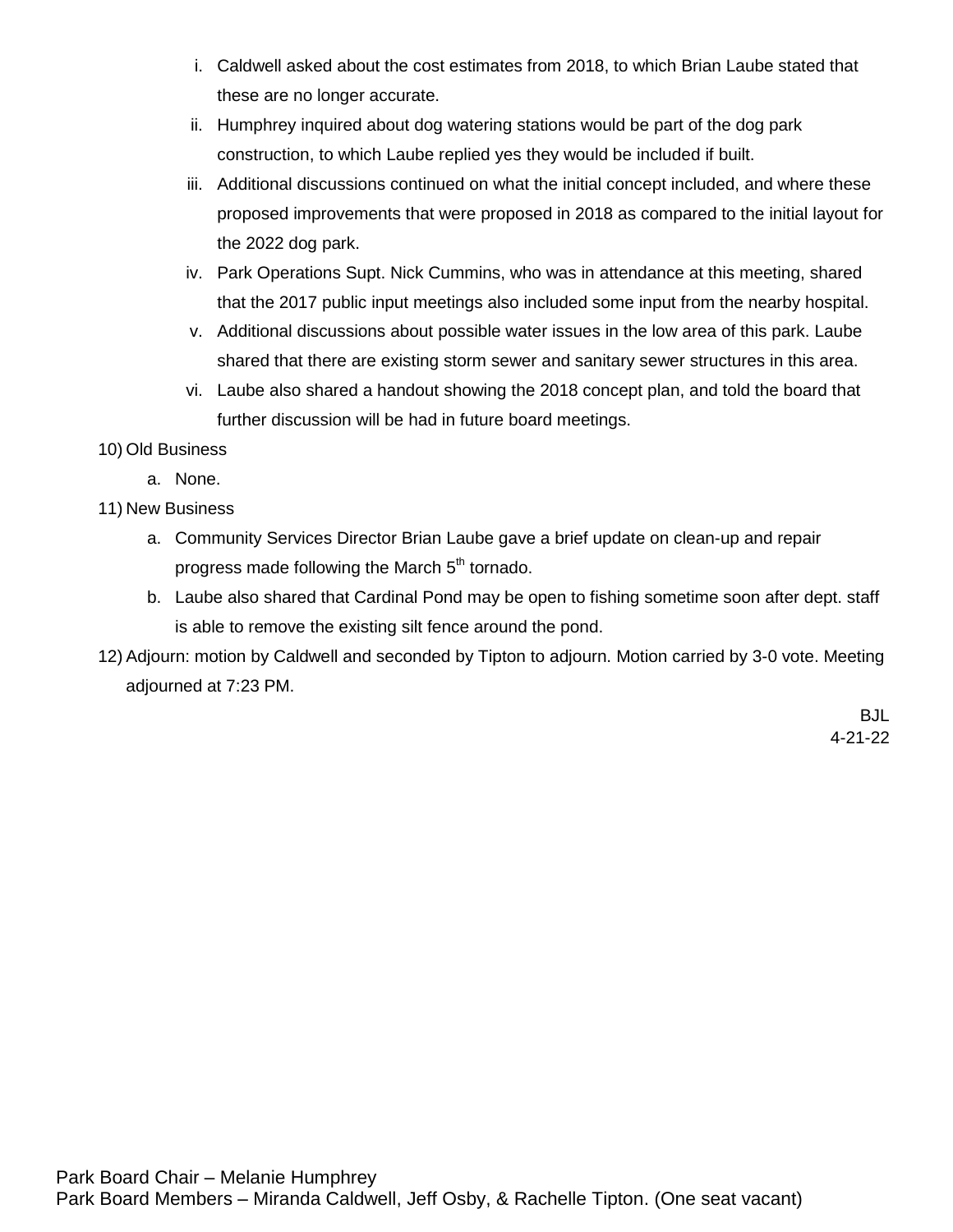i. Caldwell asked about the cost estimates from 2018, to which Brian Laube stated that these are no longer accurate.
   ii. Humphrey inquired about dog watering stations would be part of the dog park construction, to which Laube replied yes they would be included if built.
   iii. Additional discussions continued on what the initial concept included, and where these proposed improvements that were proposed in 2018 as compared to the initial layout for the 2022 dog park.
   iv. Park Operations Supt. Nick Cummins, who was in attendance at this meeting, shared that the 2017 public input meetings also included some input from the nearby hospital.
   v. Additional discussions about possible water issues in the low area of this park. Laube shared that there are existing storm sewer and sanitary sewer structures in this area.
   vi. Laube also shared a handout showing the 2018 concept plan, and told the board that further discussion will be had in future board meetings.

10) Old Business
   a. None.

11) New Business
   a. Community Services Director Brian Laube gave a brief update on clean-up and repair progress made following the March 5th tornado.
   b. Laube also shared that Cardinal Pond may be open to fishing sometime soon after dept. staff is able to remove the existing silt fence around the pond.

12) Adjourn: motion by Caldwell and seconded by Tipton to adjourn. Motion carried by 3-0 vote. Meeting adjourned at 7:23 PM.

BJL
4-21-22

Park Board Chair – Melanie Humphrey
Park Board Members – Miranda Caldwell, Jeff Osby, & Rachelle Tipton. (One seat vacant)